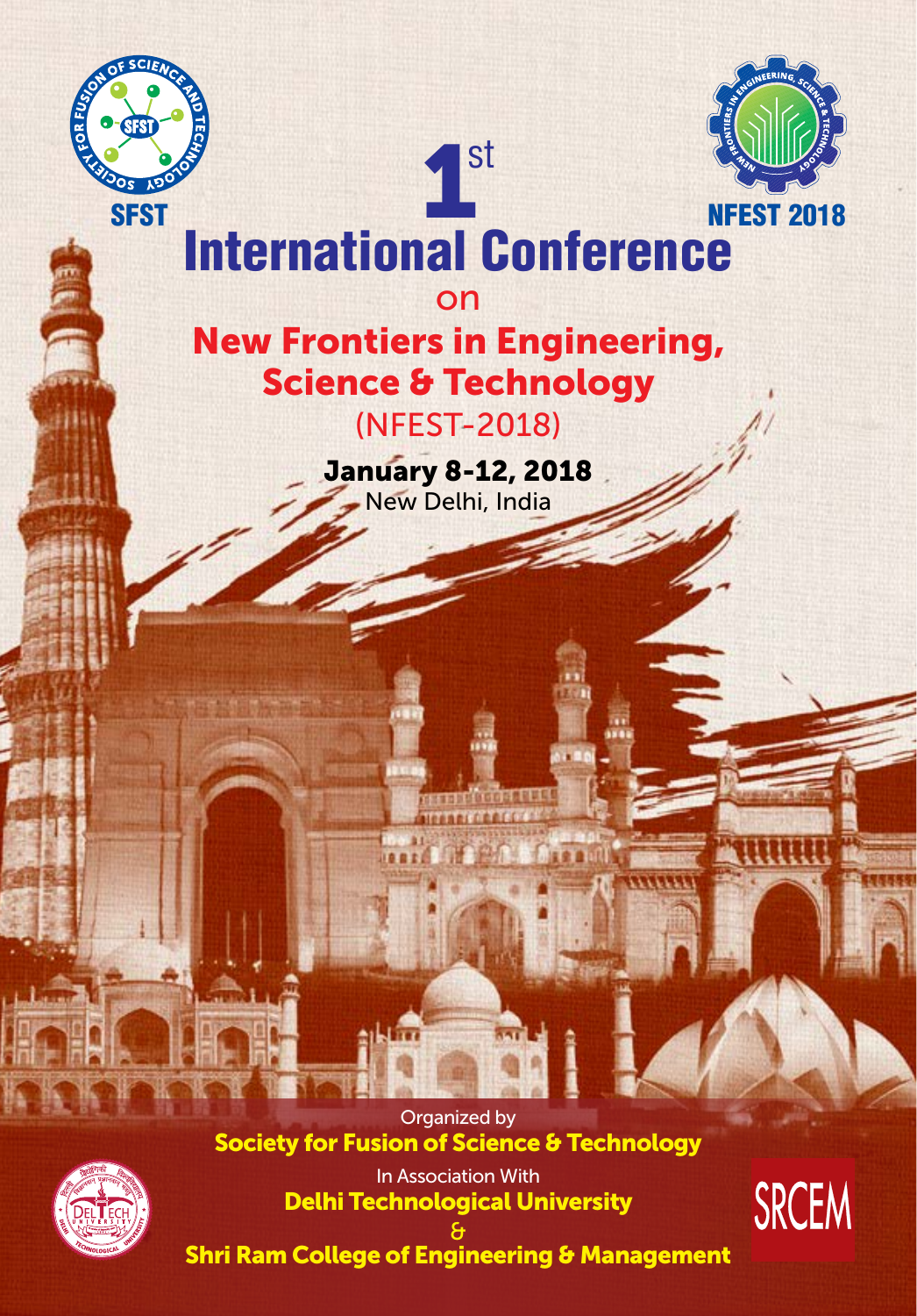SFST

NFEST 2018

# 1st International Conference

on

## New Frontiers in Engineering, Science & Technology

(NFEST-2018)

**January 8-12, 2018**

New Delhi, India

Organized by

**Society for Fusion of Science & Technology**

In Association With

**Delhi Technological University**

&

**Shri Ram College of Engineering & Management**

SRCEM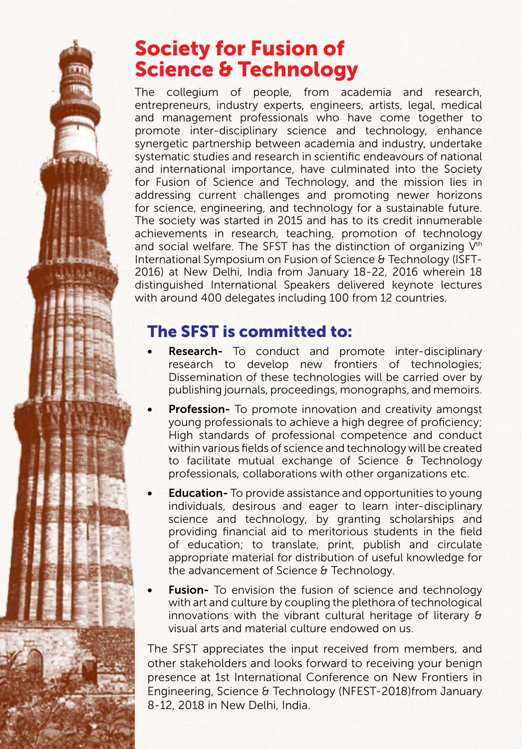# Society for Fusion of Science & Technology

The collegium of people, from academia and research, entrepreneurs, industry experts, engineers, artists, legal, medical and management professionals who have come together to promote inter-disciplinary science and technology, enhance synergetic partnership between academia and industry, undertake systematic studies and research in scientific endeavours of national and international importance, have culminated into the Society for Fusion of Science and Technology, and the mission lies in addressing current challenges and promoting newer horizons for science, engineering, and technology for a sustainable future. The society was started in 2015 and has to its credit innumerable achievements in research, teaching, promotion of technology and social welfare. The SFST has the distinction of organizing V$^{th}$ International Symposium on Fusion of Science & Technology (ISFT-2016) at New Delhi, India from January 18-22, 2016 wherein 18 distinguished International Speakers delivered keynote lectures with around 400 delegates including 100 from 12 countries.

## The SFST is committed to:

- **Research-** To conduct and promote inter-disciplinary research to develop new frontiers of technologies; Dissemination of these technologies will be carried over by publishing journals, proceedings, monographs, and memoirs.
- **Profession-** To promote innovation and creativity amongst young professionals to achieve a high degree of proficiency; High standards of professional competence and conduct within various fields of science and technology will be created to facilitate mutual exchange of Science & Technology professionals, collaborations with other organizations etc.
- **Education-** To provide assistance and opportunities to young individuals, desirous and eager to learn inter-disciplinary science and technology, by granting scholarships and providing financial aid to meritorious students in the field of education; to translate, print, publish and circulate appropriate material for distribution of useful knowledge for the advancement of Science & Technology.
- **Fusion-** To envision the fusion of science and technology with art and culture by coupling the plethora of technological innovations with the vibrant cultural heritage of literary & visual arts and material culture endowed on us.

The SFST appreciates the input received from members, and other stakeholders and looks forward to receiving your benign presence at 1st International Conference on New Frontiers in Engineering, Science & Technology (NFEST-2018)from January 8-12, 2018 in New Delhi, India.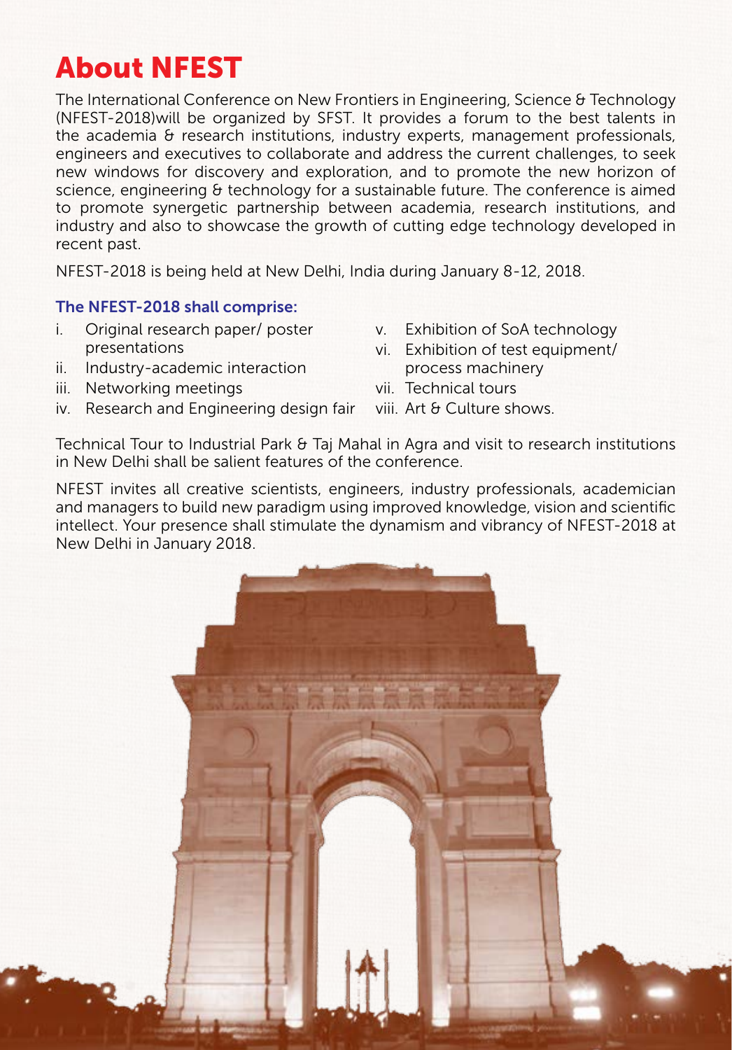# About NFEST

The International Conference on New Frontiers in Engineering, Science & Technology (NFEST-2018)will be organized by SFST. It provides a forum to the best talents in the academia & research institutions, industry experts, management professionals, engineers and executives to collaborate and address the current challenges, to seek new windows for discovery and exploration, and to promote the new horizon of science, engineering & technology for a sustainable future. The conference is aimed to promote synergetic partnership between academia, research institutions, and industry and also to showcase the growth of cutting edge technology developed in recent past.

NFEST-2018 is being held at New Delhi, India during January 8-12, 2018.

### The NFEST-2018 shall comprise:

i. Original research paper/ poster presentations
ii. Industry-academic interaction
iii. Networking meetings
iv. Research and Engineering design fair
v. Exhibition of SoA technology
vi. Exhibition of test equipment/ process machinery
vii. Technical tours
viii. Art & Culture shows.

Technical Tour to Industrial Park & Taj Mahal in Agra and visit to research institutions in New Delhi shall be salient features of the conference.

NFEST invites all creative scientists, engineers, industry professionals, academician and managers to build new paradigm using improved knowledge, vision and scientific intellect. Your presence shall stimulate the dynamism and vibrancy of NFEST-2018 at New Delhi in January 2018.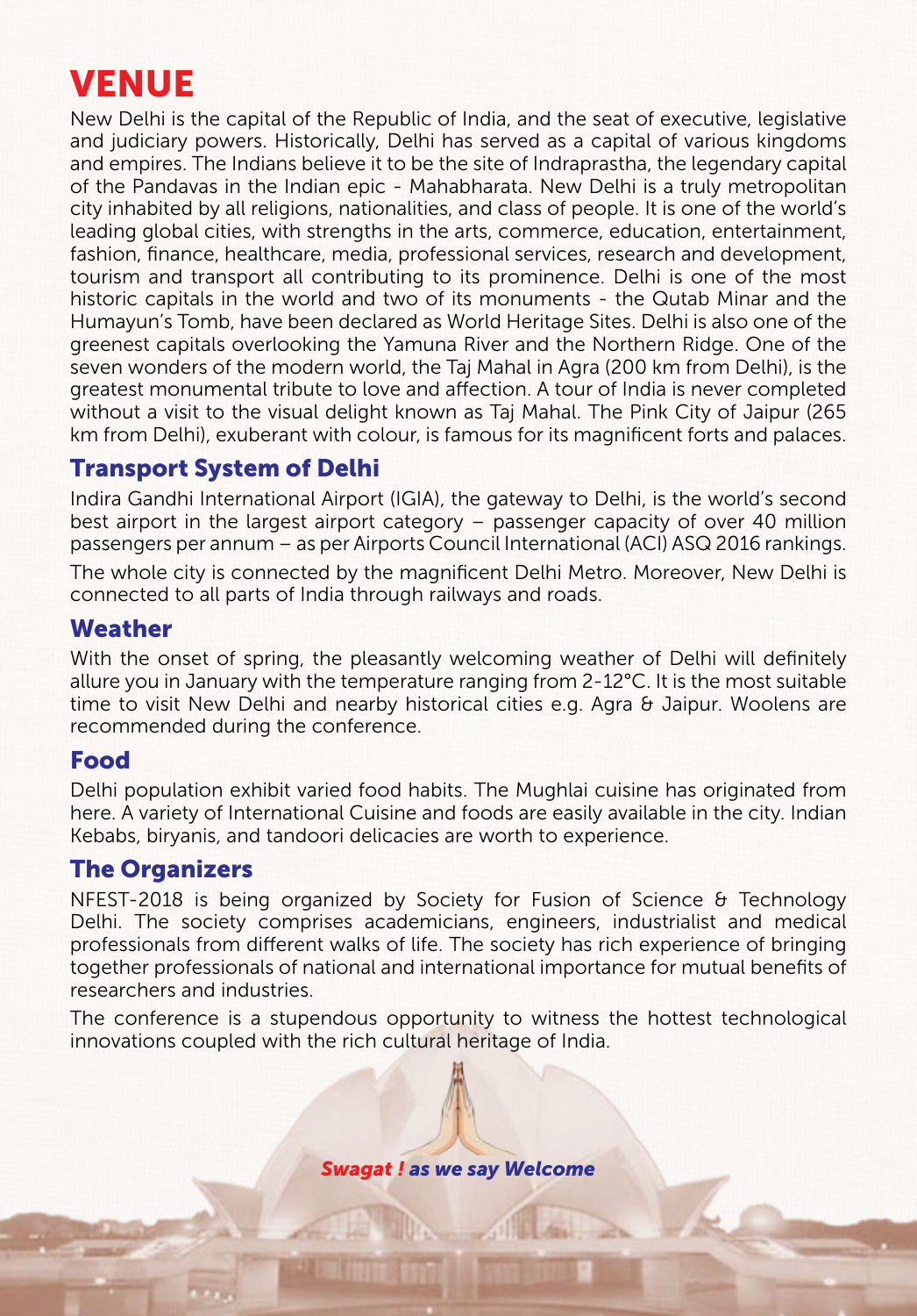# VENUE

New Delhi is the capital of the Republic of India, and the seat of executive, legislative and judiciary powers. Historically, Delhi has served as a capital of various kingdoms and empires. The Indians believe it to be the site of Indraprastha, the legendary capital of the Pandavas in the Indian epic - Mahabharata. New Delhi is a truly metropolitan city inhabited by all religions, nationalities, and class of people. It is one of the world's leading global cities, with strengths in the arts, commerce, education, entertainment, fashion, finance, healthcare, media, professional services, research and development, tourism and transport all contributing to its prominence. Delhi is one of the most historic capitals in the world and two of its monuments - the Qutab Minar and the Humayun's Tomb, have been declared as World Heritage Sites. Delhi is also one of the greenest capitals overlooking the Yamuna River and the Northern Ridge. One of the seven wonders of the modern world, the Taj Mahal in Agra (200 km from Delhi), is the greatest monumental tribute to love and affection. A tour of India is never completed without a visit to the visual delight known as Taj Mahal. The Pink City of Jaipur (265 km from Delhi), exuberant with colour, is famous for its magnificent forts and palaces.

## Transport System of Delhi

Indira Gandhi International Airport (IGIA), the gateway to Delhi, is the world's second best airport in the largest airport category – passenger capacity of over 40 million passengers per annum – as per Airports Council International (ACI) ASQ 2016 rankings.

The whole city is connected by the magnificent Delhi Metro. Moreover, New Delhi is connected to all parts of India through railways and roads.

## Weather

With the onset of spring, the pleasantly welcoming weather of Delhi will definitely allure you in January with the temperature ranging from 2-12°C. It is the most suitable time to visit New Delhi and nearby historical cities e.g. Agra & Jaipur. Woolens are recommended during the conference.

## Food

Delhi population exhibit varied food habits. The Mughlai cuisine has originated from here. A variety of International Cuisine and foods are easily available in the city. Indian Kebabs, biryanis, and tandoori delicacies are worth to experience.

## The Organizers

NFEST-2018 is being organized by Society for Fusion of Science & Technology Delhi. The society comprises academicians, engineers, industrialist and medical professionals from different walks of life. The society has rich experience of bringing together professionals of national and international importance for mutual benefits of researchers and industries.

The conference is a stupendous opportunity to witness the hottest technological innovations coupled with the rich cultural heritage of India.

***Swagat ! as we say Welcome***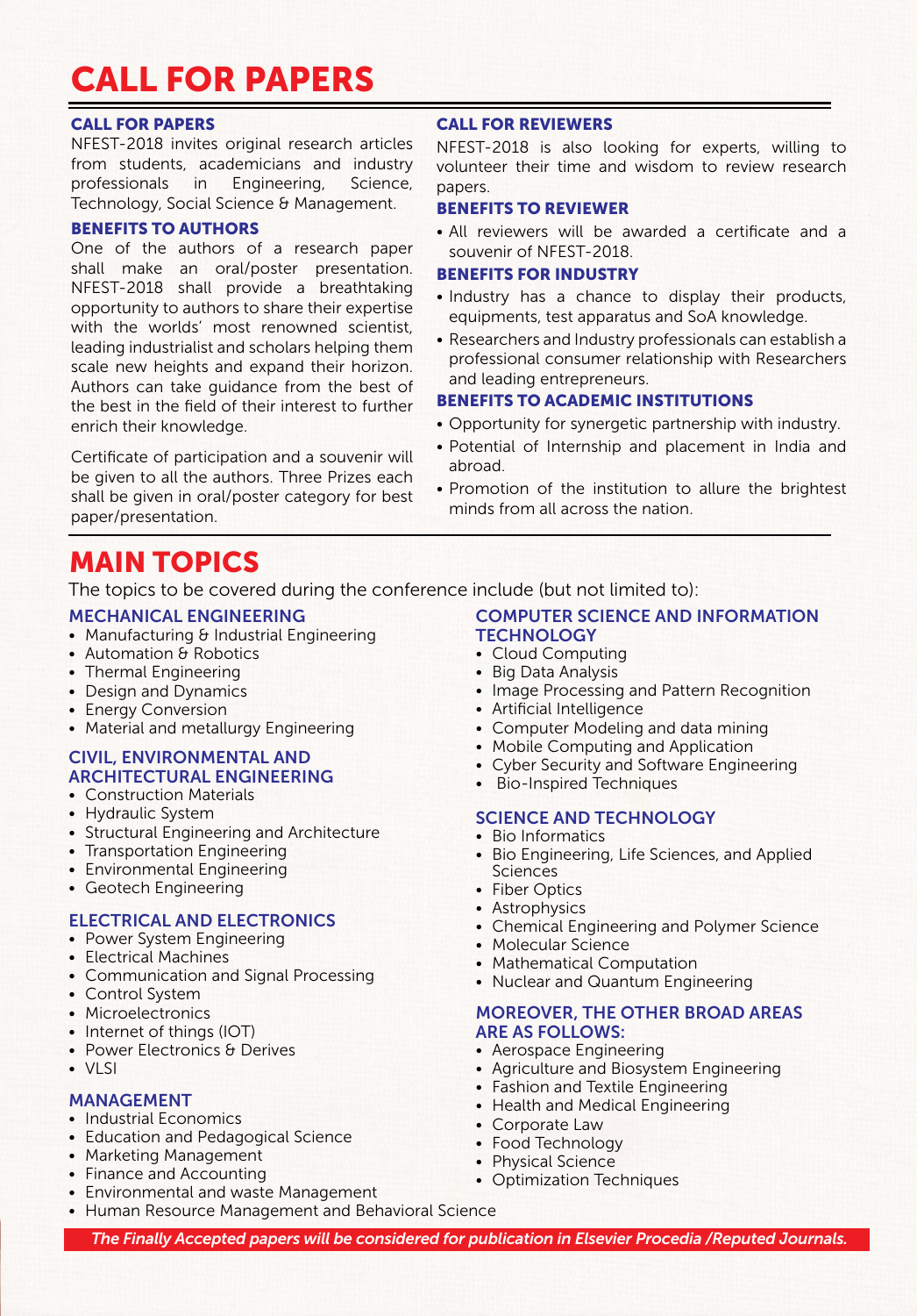# CALL FOR PAPERS

### CALL FOR PAPERS

NFEST-2018 invites original research articles from students, academicians and industry professionals in Engineering, Science, Technology, Social Science & Management.

### BENEFITS TO AUTHORS

One of the authors of a research paper shall make an oral/poster presentation. NFEST-2018 shall provide a breathtaking opportunity to authors to share their expertise with the worlds' most renowned scientist, leading industrialist and scholars helping them scale new heights and expand their horizon. Authors can take guidance from the best of the best in the field of their interest to further enrich their knowledge.

Certificate of participation and a souvenir will be given to all the authors. Three Prizes each shall be given in oral/poster category for best paper/presentation.

### CALL FOR REVIEWERS

NFEST-2018 is also looking for experts, willing to volunteer their time and wisdom to review research papers.

### BENEFITS TO REVIEWER

- All reviewers will be awarded a certificate and a souvenir of NFEST-2018.

### BENEFITS FOR INDUSTRY

- Industry has a chance to display their products, equipments, test apparatus and SoA knowledge.
- Researchers and Industry professionals can establish a professional consumer relationship with Researchers and leading entrepreneurs.

### BENEFITS TO ACADEMIC INSTITUTIONS

- Opportunity for synergetic partnership with industry.
- Potential of Internship and placement in India and abroad.
- Promotion of the institution to allure the brightest minds from all across the nation.

# MAIN TOPICS

The topics to be covered during the conference include (but not limited to):

### MECHANICAL ENGINEERING

- Manufacturing & Industrial Engineering
- Automation & Robotics
- Thermal Engineering
- Design and Dynamics
- Energy Conversion
- Material and metallurgy Engineering

### CIVIL, ENVIRONMENTAL AND ARCHITECTURAL ENGINEERING

- Construction Materials
- Hydraulic System
- Structural Engineering and Architecture
- Transportation Engineering
- Environmental Engineering
- Geotech Engineering

### ELECTRICAL AND ELECTRONICS

- Power System Engineering
- Electrical Machines
- Communication and Signal Processing
- Control System
- Microelectronics
- Internet of things (IOT)
- Power Electronics & Derives
- VLSI

### MANAGEMENT

- Industrial Economics
- Education and Pedagogical Science
- Marketing Management
- Finance and Accounting
- Environmental and waste Management
- Human Resource Management and Behavioral Science

### COMPUTER SCIENCE AND INFORMATION TECHNOLOGY

- Cloud Computing
- Big Data Analysis
- Image Processing and Pattern Recognition
- Artificial Intelligence
- Computer Modeling and data mining
- Mobile Computing and Application
- Cyber Security and Software Engineering
- Bio-Inspired Techniques

### SCIENCE AND TECHNOLOGY

- Bio Informatics
- Bio Engineering, Life Sciences, and Applied Sciences
- Fiber Optics
- Astrophysics
- Chemical Engineering and Polymer Science
- Molecular Science
- Mathematical Computation
- Nuclear and Quantum Engineering

### MOREOVER, THE OTHER BROAD AREAS ARE AS FOLLOWS:

- Aerospace Engineering
- Agriculture and Biosystem Engineering
- Fashion and Textile Engineering
- Health and Medical Engineering
- Corporate Law
- Food Technology
- Physical Science
- Optimization Techniques

*The Finally Accepted papers will be considered for publication in Elsevier Procedia /Reputed Journals.*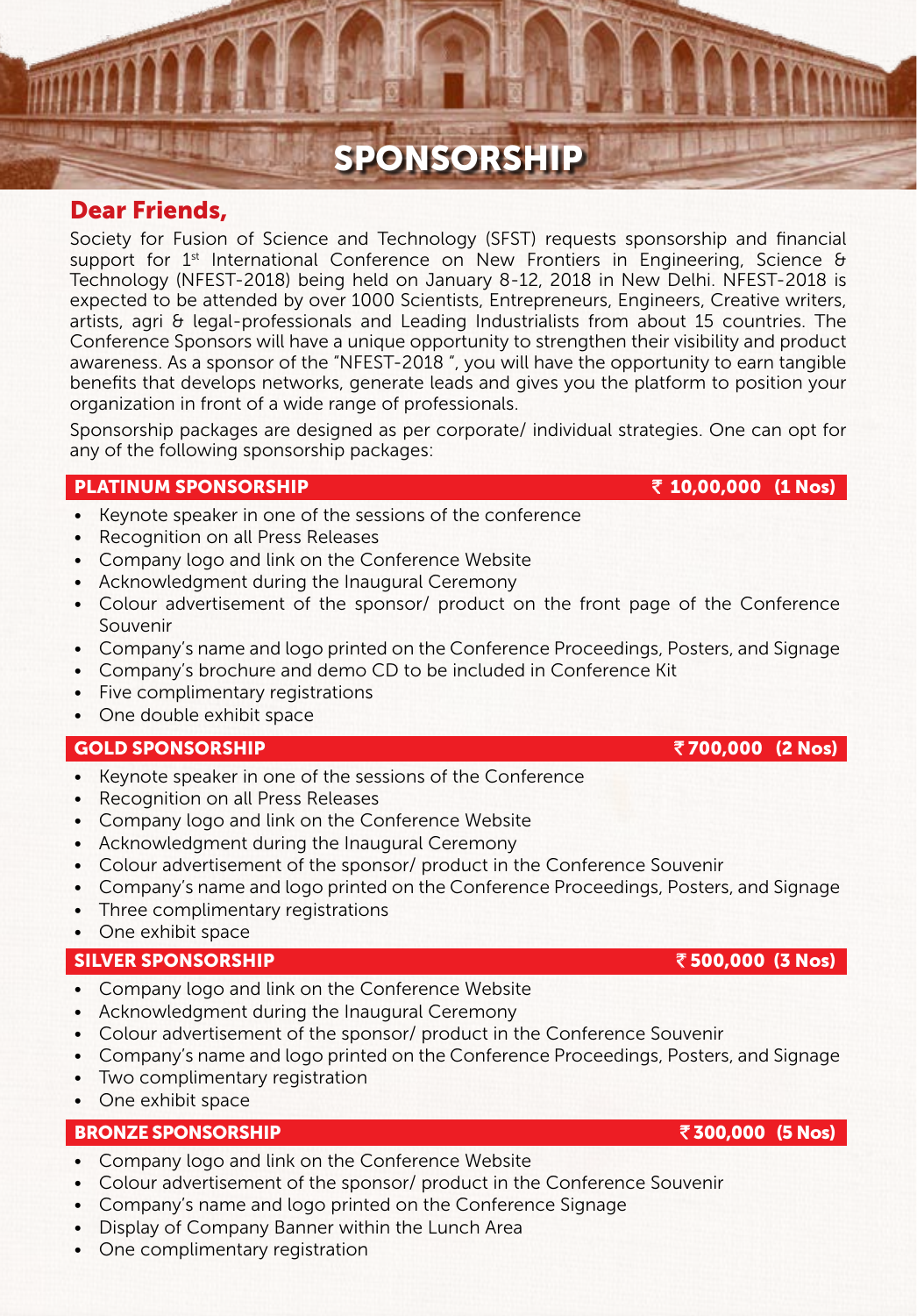# SPONSORSHIP

## Dear Friends,

Society for Fusion of Science and Technology (SFST) requests sponsorship and financial support for 1st International Conference on New Frontiers in Engineering, Science & Technology (NFEST-2018) being held on January 8-12, 2018 in New Delhi. NFEST-2018 is expected to be attended by over 1000 Scientists, Entrepreneurs, Engineers, Creative writers, artists, agri & legal-professionals and Leading Industrialists from about 15 countries. The Conference Sponsors will have a unique opportunity to strengthen their visibility and product awareness. As a sponsor of the "NFEST-2018 ", you will have the opportunity to earn tangible benefits that develops networks, generate leads and gives you the platform to position your organization in front of a wide range of professionals.

Sponsorship packages are designed as per corporate/ individual strategies. One can opt for any of the following sponsorship packages:

### PLATINUM SPONSORSHIP — ₹ 10,00,000 (1 Nos)

- Keynote speaker in one of the sessions of the conference
- Recognition on all Press Releases
- Company logo and link on the Conference Website
- Acknowledgment during the Inaugural Ceremony
- Colour advertisement of the sponsor/ product on the front page of the Conference Souvenir
- Company's name and logo printed on the Conference Proceedings, Posters, and Signage
- Company's brochure and demo CD to be included in Conference Kit
- Five complimentary registrations
- One double exhibit space

### GOLD SPONSORSHIP — ₹ 700,000 (2 Nos)

- Keynote speaker in one of the sessions of the Conference
- Recognition on all Press Releases
- Company logo and link on the Conference Website
- Acknowledgment during the Inaugural Ceremony
- Colour advertisement of the sponsor/ product in the Conference Souvenir
- Company's name and logo printed on the Conference Proceedings, Posters, and Signage
- Three complimentary registrations
- One exhibit space

### SILVER SPONSORSHIP — ₹ 500,000 (3 Nos)

- Company logo and link on the Conference Website
- Acknowledgment during the Inaugural Ceremony
- Colour advertisement of the sponsor/ product in the Conference Souvenir
- Company's name and logo printed on the Conference Proceedings, Posters, and Signage
- Two complimentary registration
- One exhibit space

### BRONZE SPONSORSHIP — ₹ 300,000 (5 Nos)

- Company logo and link on the Conference Website
- Colour advertisement of the sponsor/ product in the Conference Souvenir
- Company's name and logo printed on the Conference Signage
- Display of Company Banner within the Lunch Area
- One complimentary registration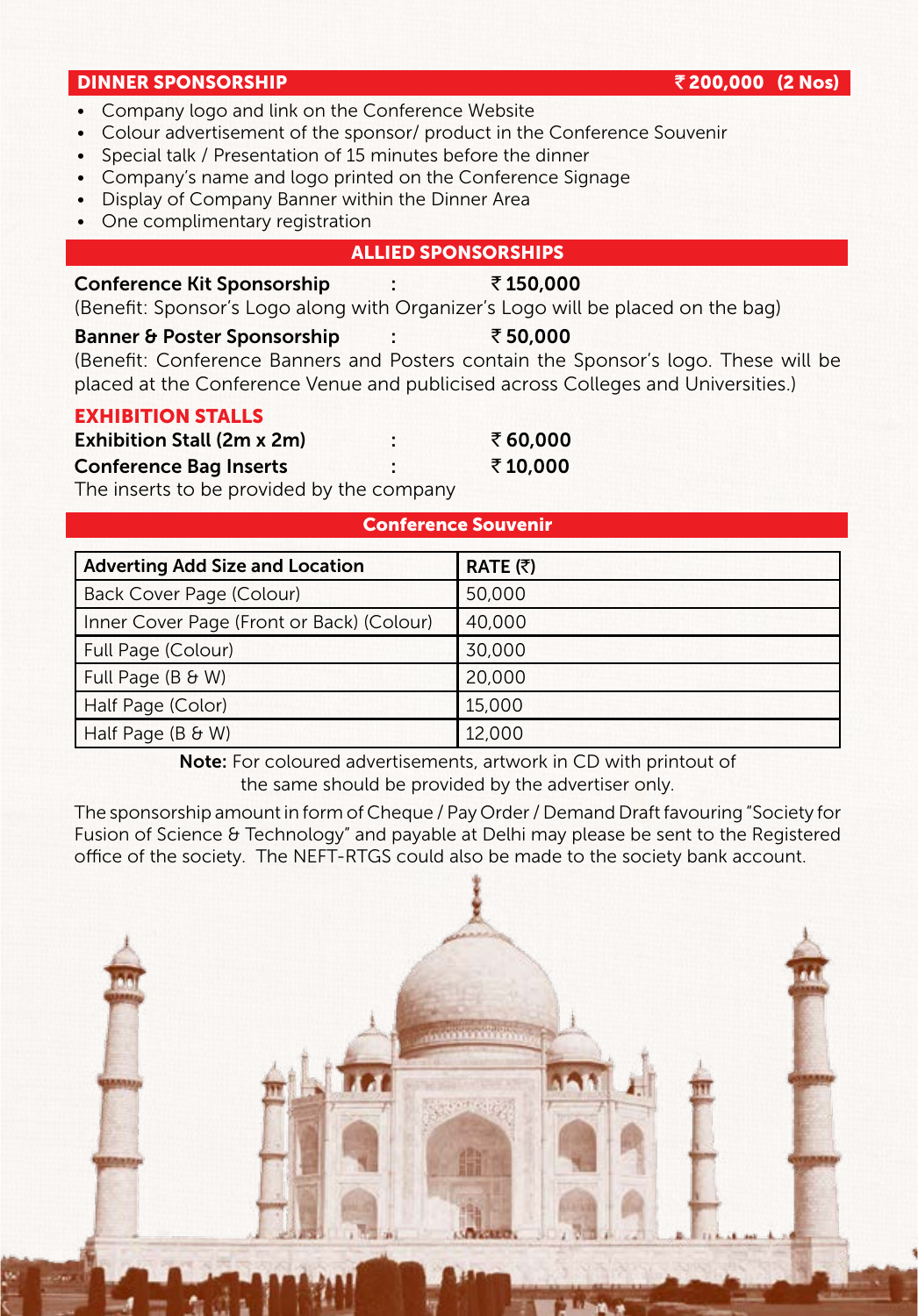## DINNER SPONSORSHIP ₹ 200,000 (2 Nos)

- Company logo and link on the Conference Website
- Colour advertisement of the sponsor/ product in the Conference Souvenir
- Special talk / Presentation of 15 minutes before the dinner
- Company's name and logo printed on the Conference Signage
- Display of Company Banner within the Dinner Area
- One complimentary registration

## ALLIED SPONSORSHIPS

**Conference Kit Sponsorship : ₹ 150,000**

(Benefit: Sponsor's Logo along with Organizer's Logo will be placed on the bag)

**Banner & Poster Sponsorship : ₹ 50,000**

(Benefit: Conference Banners and Posters contain the Sponsor's logo. These will be placed at the Conference Venue and publicised across Colleges and Universities.)

### EXHIBITION STALLS

**Exhibition Stall (2m x 2m) : ₹ 60,000**

**Conference Bag Inserts : ₹ 10,000**

The inserts to be provided by the company

## Conference Souvenir

| Adverting Add Size and Location | RATE (₹) |
|---|---|
| Back Cover Page (Colour) | 50,000 |
| Inner Cover Page (Front or Back) (Colour) | 40,000 |
| Full Page (Colour) | 30,000 |
| Full Page (B & W) | 20,000 |
| Half Page (Color) | 15,000 |
| Half Page (B & W) | 12,000 |

**Note:** For coloured advertisements, artwork in CD with printout of the same should be provided by the advertiser only.

The sponsorship amount in form of Cheque / Pay Order / Demand Draft favouring "Society for Fusion of Science & Technology" and payable at Delhi may please be sent to the Registered office of the society. The NEFT-RTGS could also be made to the society bank account.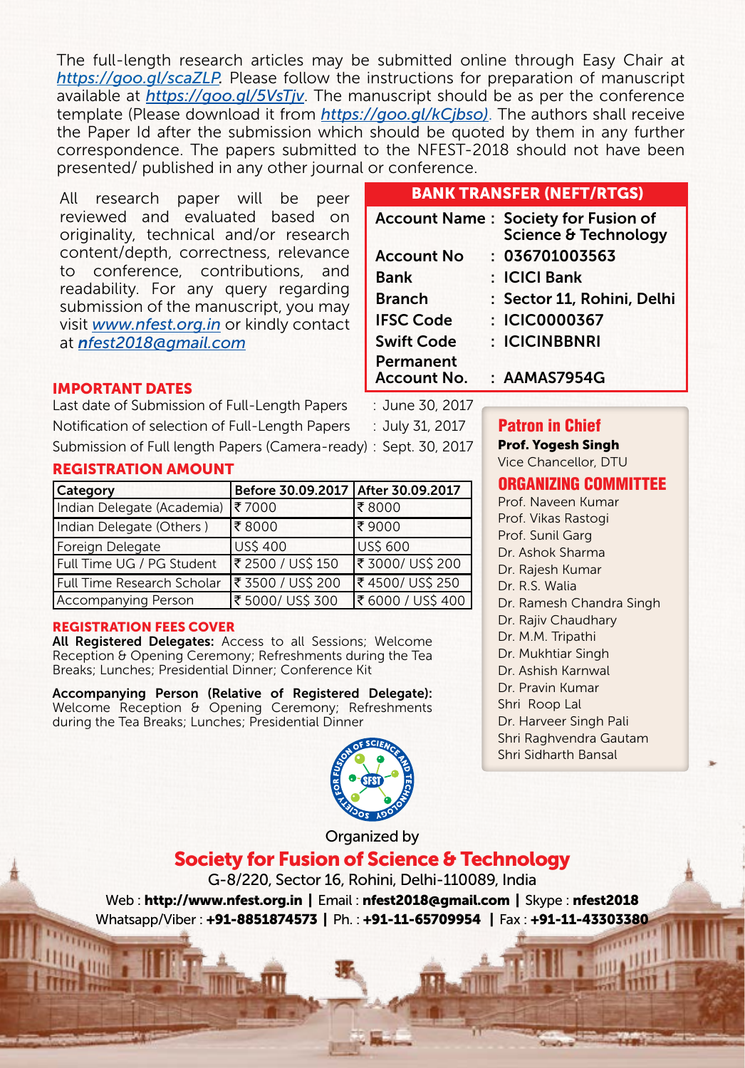The full-length research articles may be submitted online through Easy Chair at *https://goo.gl/scaZLP*. Please follow the instructions for preparation of manuscript available at *https://goo.gl/5VsTjv*. The manuscript should be as per the conference template (Please download it from *https://goo.gl/kCjbso)*. The authors shall receive the Paper Id after the submission which should be quoted by them in any further correspondence. The papers submitted to the NFEST-2018 should not have been presented/ published in any other journal or conference.

All research paper will be peer reviewed and evaluated based on originality, technical and/or research content/depth, correctness, relevance to conference, contributions, and readability. For any query regarding submission of the manuscript, you may visit *www.nfest.org.in* or kindly contact at *nfest2018@gmail.com*

## BANK TRANSFER (NEFT/RTGS)

| | |
|---|---|
| **Account Name** | **: Society for Fusion of Science & Technology** |
| **Account No** | **: 036701003563** |
| **Bank** | **: ICICI Bank** |
| **Branch** | **: Sector 11, Rohini, Delhi** |
| **IFSC Code** | **: ICIC0000367** |
| **Swift Code** | **: ICICINBBNRI** |
| **Permanent Account No.** | **: AAMAS7954G** |

## IMPORTANT DATES

Last date of Submission of Full-Length Papers : June 30, 2017

Notification of selection of Full-Length Papers : July 31, 2017

Submission of Full length Papers (Camera-ready) : Sept. 30, 2017

## REGISTRATION AMOUNT

| Category | Before 30.09.2017 | After 30.09.2017 |
|---|---|---|
| Indian Delegate (Academia) | ₹ 7000 | ₹ 8000 |
| Indian Delegate (Others ) | ₹ 8000 | ₹ 9000 |
| Foreign Delegate | US$ 400 | US$ 600 |
| Full Time UG / PG Student | ₹ 2500 / US$ 150 | ₹ 3000/ US$ 200 |
| Full Time Research Scholar | ₹ 3500 / US$ 200 | ₹ 4500/ US$ 250 |
| Accompanying Person | ₹ 5000/ US$ 300 | ₹ 6000 / US$ 400 |

## REGISTRATION FEES COVER

**All Registered Delegates:** Access to all Sessions; Welcome Reception & Opening Ceremony; Refreshments during the Tea Breaks; Lunches; Presidential Dinner; Conference Kit

**Accompanying Person (Relative of Registered Delegate):** Welcome Reception & Opening Ceremony; Refreshments during the Tea Breaks; Lunches; Presidential Dinner

## Patron in Chief

**Prof. Yogesh Singh**
Vice Chancellor, DTU

## ORGANIZING COMMITTEE

Prof. Naveen Kumar
Prof. Vikas Rastogi
Prof. Sunil Garg
Dr. Ashok Sharma
Dr. Rajesh Kumar
Dr. R.S. Walia
Dr. Ramesh Chandra Singh
Dr. Rajiv Chaudhary
Dr. M.M. Tripathi
Dr. Mukhtiar Singh
Dr. Ashish Karnwal
Dr. Pravin Kumar
Shri Roop Lal
Dr. Harveer Singh Pali
Shri Raghvendra Gautam
Shri Sidharth Bansal

Organized by

## Society for Fusion of Science & Technology

G-8/220, Sector 16, Rohini, Delhi-110089, India

Web : **http://www.nfest.org.in** | Email : **nfest2018@gmail.com** | Skype : **nfest2018**

Whatsapp/Viber : **+91-8851874573** | Ph. : **+91-11-65709954** | Fax : **+91-11-43303380**